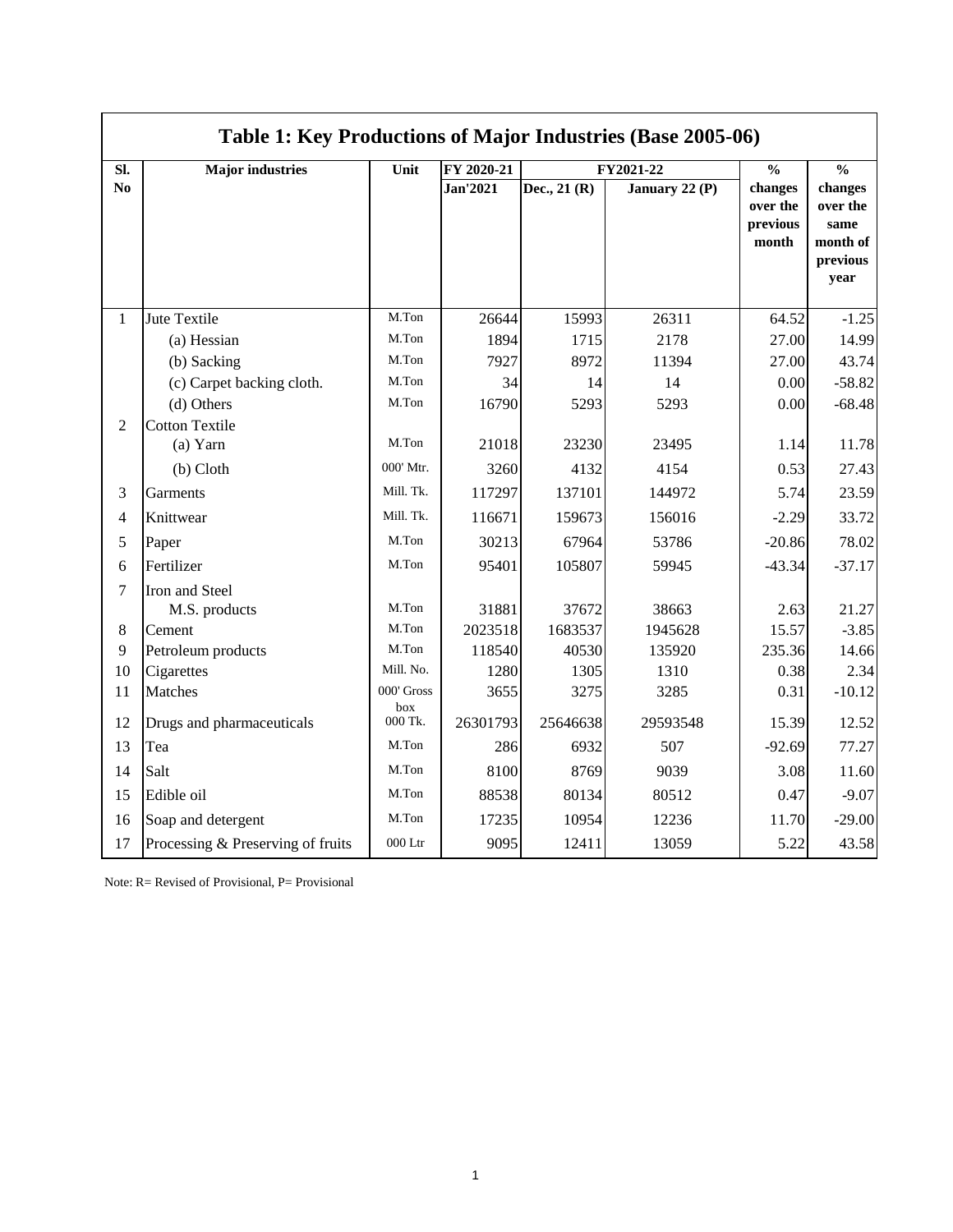# Table 1: Key Productions of Major Industries (Base 2005-06)

| Sl. No | Major industries | Unit | FY 2020-21 | FY2021-22 | | % changes over the previous month | % changes over the same month of previous year |
|---|---|---|---|---|---|---|---|
| | | | Jan'2021 | Dec., 21 (R) | January 22 (P) | | |
| 1 | Jute Textile | M.Ton | 26644 | 15993 | 26311 | 64.52 | -1.25 |
| | (a) Hessian | M.Ton | 1894 | 1715 | 2178 | 27.00 | 14.99 |
| | (b) Sacking | M.Ton | 7927 | 8972 | 11394 | 27.00 | 43.74 |
| | (c) Carpet backing cloth. | M.Ton | 34 | 14 | 14 | 0.00 | -58.82 |
| | (d) Others | M.Ton | 16790 | 5293 | 5293 | 0.00 | -68.48 |
| 2 | Cotton Textile | | | | | | |
| | (a) Yarn | M.Ton | 21018 | 23230 | 23495 | 1.14 | 11.78 |
| | (b) Cloth | 000' Mtr. | 3260 | 4132 | 4154 | 0.53 | 27.43 |
| 3 | Garments | Mill. Tk. | 117297 | 137101 | 144972 | 5.74 | 23.59 |
| 4 | Knittwear | Mill. Tk. | 116671 | 159673 | 156016 | -2.29 | 33.72 |
| 5 | Paper | M.Ton | 30213 | 67964 | 53786 | -20.86 | 78.02 |
| 6 | Fertilizer | M.Ton | 95401 | 105807 | 59945 | -43.34 | -37.17 |
| 7 | Iron and Steel | | | | | | |
| | M.S. products | M.Ton | 31881 | 37672 | 38663 | 2.63 | 21.27 |
| 8 | Cement | M.Ton | 2023518 | 1683537 | 1945628 | 15.57 | -3.85 |
| 9 | Petroleum products | M.Ton | 118540 | 40530 | 135920 | 235.36 | 14.66 |
| 10 | Cigarettes | Mill. No. | 1280 | 1305 | 1310 | 0.38 | 2.34 |
| 11 | Matches | 000' Gross box | 3655 | 3275 | 3285 | 0.31 | -10.12 |
| 12 | Drugs and pharmaceuticals | 000 Tk. | 26301793 | 25646638 | 29593548 | 15.39 | 12.52 |
| 13 | Tea | M.Ton | 286 | 6932 | 507 | -92.69 | 77.27 |
| 14 | Salt | M.Ton | 8100 | 8769 | 9039 | 3.08 | 11.60 |
| 15 | Edible oil | M.Ton | 88538 | 80134 | 80512 | 0.47 | -9.07 |
| 16 | Soap and detergent | M.Ton | 17235 | 10954 | 12236 | 11.70 | -29.00 |
| 17 | Processing & Preserving of fruits | 000 Ltr | 9095 | 12411 | 13059 | 5.22 | 43.58 |

Note: R= Revised of Provisional, P= Provisional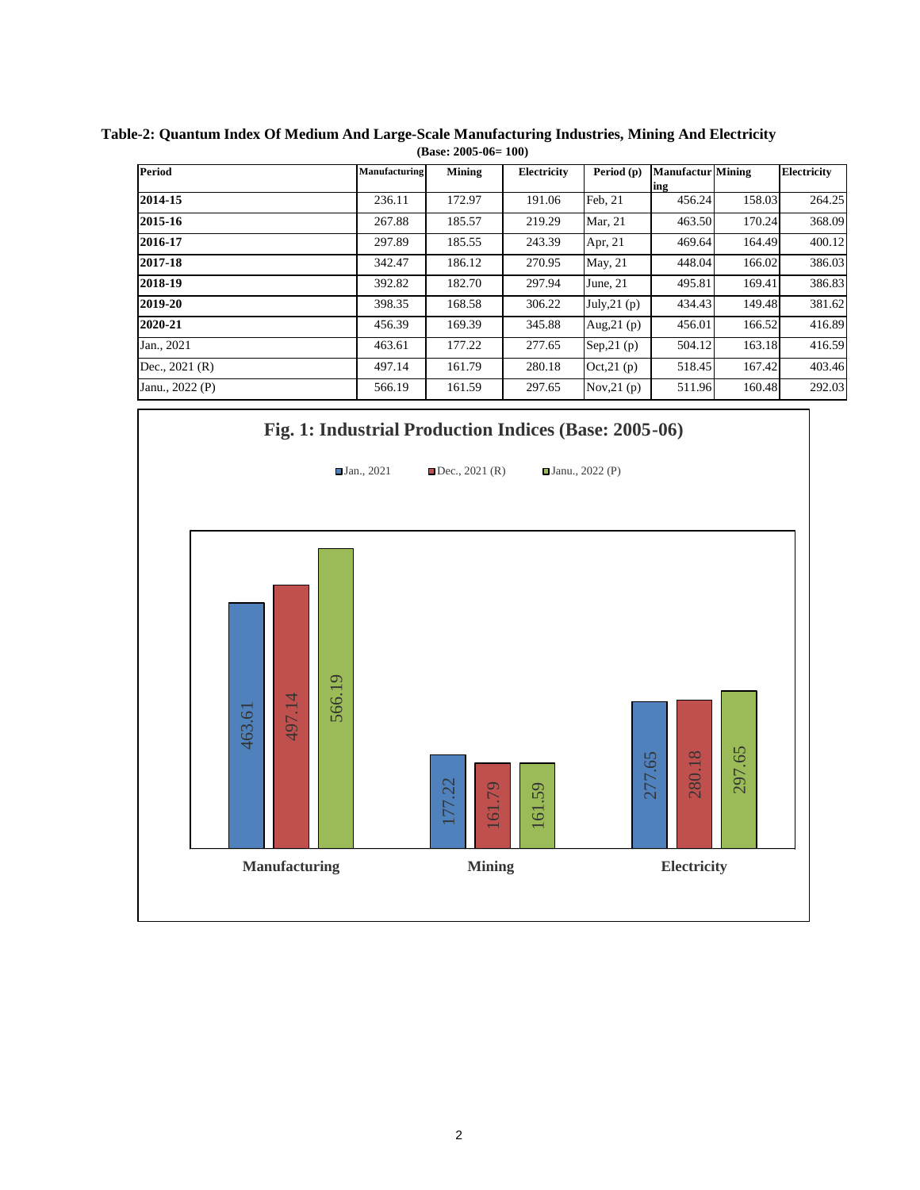**Table-2: Quantum Index Of Medium And Large-Scale Manufacturing Industries, Mining And Electricity**

**(Base: 2005-06= 100)**

| Period | Manufacturing | Mining | Electricity | Period (p) | Manufacturing | Mining | Electricity |
|---|---|---|---|---|---|---|---|
| **2014-15** | 236.11 | 172.97 | 191.06 | Feb, 21 | 456.24 | 158.03 | 264.25 |
| **2015-16** | 267.88 | 185.57 | 219.29 | Mar, 21 | 463.50 | 170.24 | 368.09 |
| **2016-17** | 297.89 | 185.55 | 243.39 | Apr, 21 | 469.64 | 164.49 | 400.12 |
| **2017-18** | 342.47 | 186.12 | 270.95 | May, 21 | 448.04 | 166.02 | 386.03 |
| **2018-19** | 392.82 | 182.70 | 297.94 | June, 21 | 495.81 | 169.41 | 386.83 |
| **2019-20** | 398.35 | 168.58 | 306.22 | July,21 (p) | 434.43 | 149.48 | 381.62 |
| **2020-21** | 456.39 | 169.39 | 345.88 | Aug,21 (p) | 456.01 | 166.52 | 416.89 |
| Jan., 2021 | 463.61 | 177.22 | 277.65 | Sep,21 (p) | 504.12 | 163.18 | 416.59 |
| Dec., 2021 (R) | 497.14 | 161.79 | 280.18 | Oct,21 (p) | 518.45 | 167.42 | 403.46 |
| Janu., 2022 (P) | 566.19 | 161.59 | 297.65 | Nov,21 (p) | 511.96 | 160.48 | 292.03 |

**Fig. 1: Industrial Production Indices (Base: 2005-06)**

| | Jan., 2021 | Dec., 2021 (R) | Janu., 2022 (P) |
|---|---|---|---|
| Manufacturing | 463.61 | 497.14 | 566.19 |
| Mining | 177.22 | 161.79 | 161.59 |
| Electricity | 277.65 | 280.18 | 297.65 |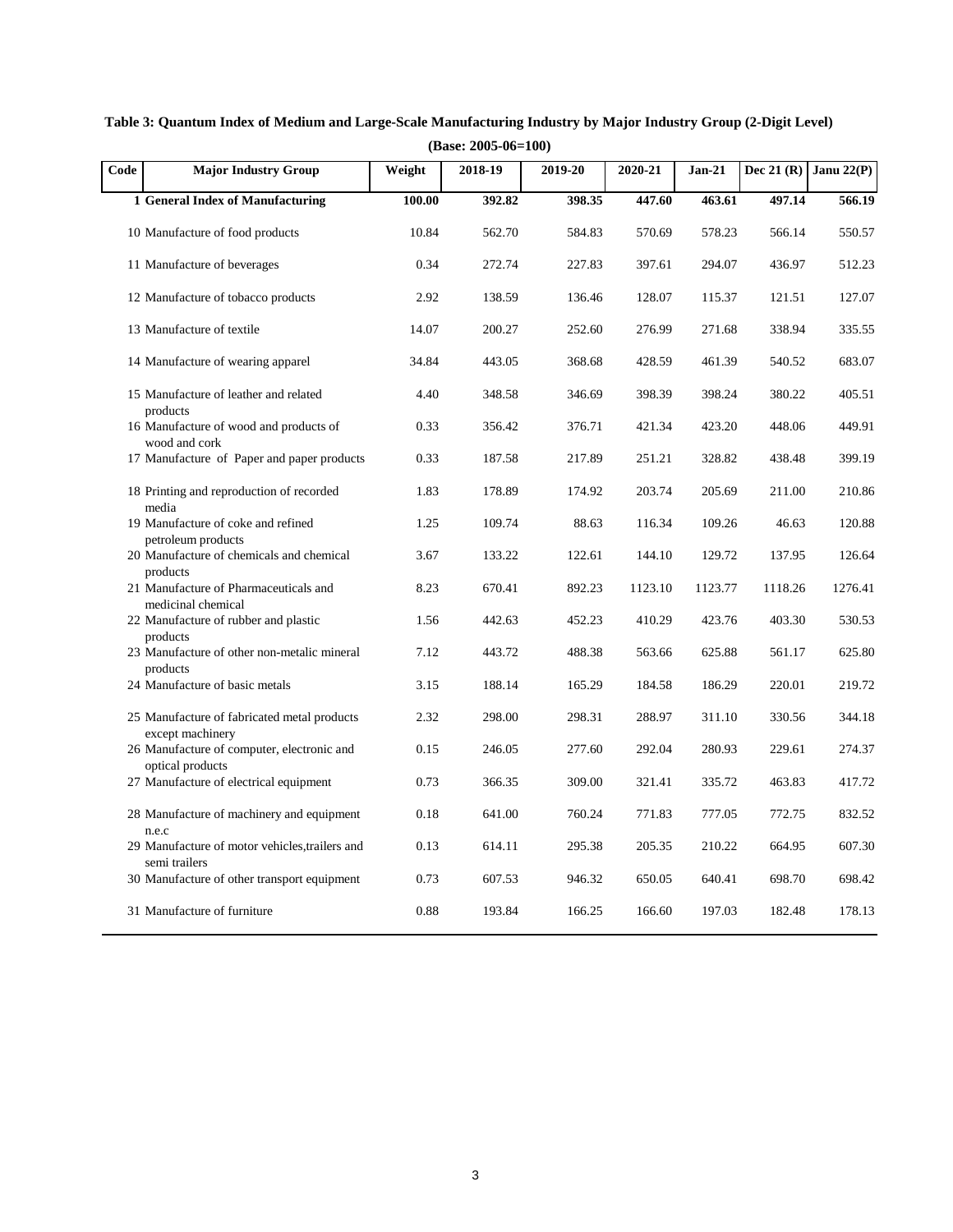**Table 3: Quantum Index of Medium and Large-Scale Manufacturing Industry by Major Industry Group (2-Digit Level)**

**(Base: 2005-06=100)**

| Code | Major Industry Group | Weight | 2018-19 | 2019-20 | 2020-21 | Jan-21 | Dec 21 (R) | Janu 22(P) |
|---|---|---|---|---|---|---|---|---|
| **1** | **General Index of Manufacturing** | **100.00** | **392.82** | **398.35** | **447.60** | **463.61** | **497.14** | **566.19** |
| 10 | Manufacture of food products | 10.84 | 562.70 | 584.83 | 570.69 | 578.23 | 566.14 | 550.57 |
| 11 | Manufacture of beverages | 0.34 | 272.74 | 227.83 | 397.61 | 294.07 | 436.97 | 512.23 |
| 12 | Manufacture of tobacco products | 2.92 | 138.59 | 136.46 | 128.07 | 115.37 | 121.51 | 127.07 |
| 13 | Manufacture of textile | 14.07 | 200.27 | 252.60 | 276.99 | 271.68 | 338.94 | 335.55 |
| 14 | Manufacture of wearing apparel | 34.84 | 443.05 | 368.68 | 428.59 | 461.39 | 540.52 | 683.07 |
| 15 | Manufacture of leather and related products | 4.40 | 348.58 | 346.69 | 398.39 | 398.24 | 380.22 | 405.51 |
| 16 | Manufacture of wood and products of wood and cork | 0.33 | 356.42 | 376.71 | 421.34 | 423.20 | 448.06 | 449.91 |
| 17 | Manufacture of Paper and paper products | 0.33 | 187.58 | 217.89 | 251.21 | 328.82 | 438.48 | 399.19 |
| 18 | Printing and reproduction of recorded media | 1.83 | 178.89 | 174.92 | 203.74 | 205.69 | 211.00 | 210.86 |
| 19 | Manufacture of coke and refined petroleum products | 1.25 | 109.74 | 88.63 | 116.34 | 109.26 | 46.63 | 120.88 |
| 20 | Manufacture of chemicals and chemical products | 3.67 | 133.22 | 122.61 | 144.10 | 129.72 | 137.95 | 126.64 |
| 21 | Manufacture of Pharmaceuticals and medicinal chemical | 8.23 | 670.41 | 892.23 | 1123.10 | 1123.77 | 1118.26 | 1276.41 |
| 22 | Manufacture of rubber and plastic products | 1.56 | 442.63 | 452.23 | 410.29 | 423.76 | 403.30 | 530.53 |
| 23 | Manufacture of other non-metalic mineral products | 7.12 | 443.72 | 488.38 | 563.66 | 625.88 | 561.17 | 625.80 |
| 24 | Manufacture of basic metals | 3.15 | 188.14 | 165.29 | 184.58 | 186.29 | 220.01 | 219.72 |
| 25 | Manufacture of fabricated metal products except machinery | 2.32 | 298.00 | 298.31 | 288.97 | 311.10 | 330.56 | 344.18 |
| 26 | Manufacture of computer, electronic and optical products | 0.15 | 246.05 | 277.60 | 292.04 | 280.93 | 229.61 | 274.37 |
| 27 | Manufacture of electrical equipment | 0.73 | 366.35 | 309.00 | 321.41 | 335.72 | 463.83 | 417.72 |
| 28 | Manufacture of machinery and equipment n.e.c | 0.18 | 641.00 | 760.24 | 771.83 | 777.05 | 772.75 | 832.52 |
| 29 | Manufacture of motor vehicles,trailers and semi trailers | 0.13 | 614.11 | 295.38 | 205.35 | 210.22 | 664.95 | 607.30 |
| 30 | Manufacture of other transport equipment | 0.73 | 607.53 | 946.32 | 650.05 | 640.41 | 698.70 | 698.42 |
| 31 | Manufacture of furniture | 0.88 | 193.84 | 166.25 | 166.60 | 197.03 | 182.48 | 178.13 |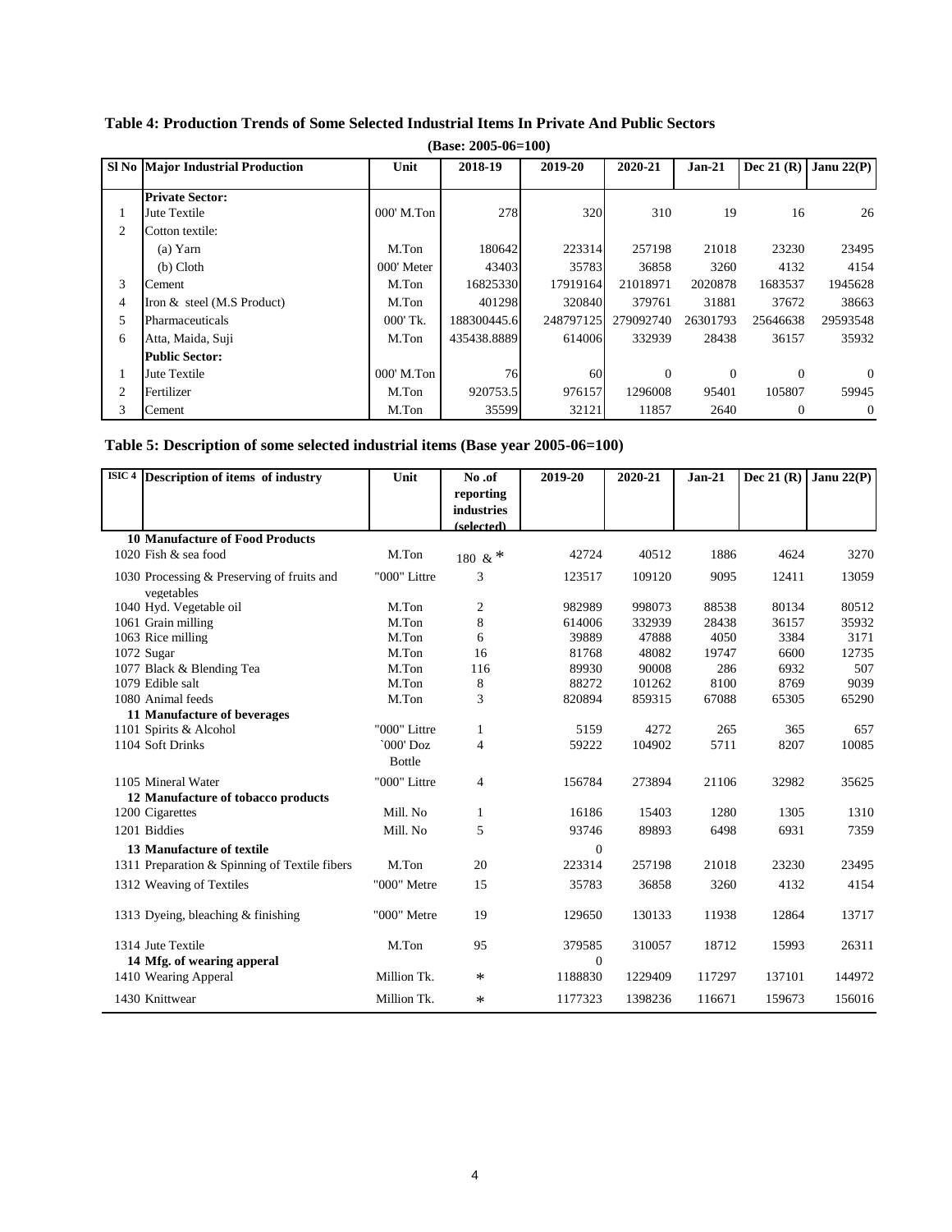## Table 4: Production Trends of Some Selected Industrial Items In Private And Public Sectors

(Base: 2005-06=100)

| Sl No | Major Industrial Production | Unit | 2018-19 | 2019-20 | 2020-21 | Jan-21 | Dec 21 (R) | Janu 22(P) |
|---|---|---|---|---|---|---|---|---|
| | **Private Sector:** | | | | | | | |
| 1 | Jute Textile | 000' M.Ton | 278 | 320 | 310 | 19 | 16 | 26 |
| 2 | Cotton textile: | | | | | | | |
| | (a) Yarn | M.Ton | 180642 | 223314 | 257198 | 21018 | 23230 | 23495 |
| | (b) Cloth | 000' Meter | 43403 | 35783 | 36858 | 3260 | 4132 | 4154 |
| 3 | Cement | M.Ton | 16825330 | 17919164 | 21018971 | 2020878 | 1683537 | 1945628 |
| 4 | Iron & steel (M.S Product) | M.Ton | 401298 | 320840 | 379761 | 31881 | 37672 | 38663 |
| 5 | Pharmaceuticals | 000' Tk. | 188300445.6 | 248797125 | 279092740 | 26301793 | 25646638 | 29593548 |
| 6 | Atta, Maida, Suji | M.Ton | 435438.8889 | 614006 | 332939 | 28438 | 36157 | 35932 |
| | **Public Sector:** | | | | | | | |
| 1 | Jute Textile | 000' M.Ton | 76 | 60 | 0 | 0 | 0 | 0 |
| 2 | Fertilizer | M.Ton | 920753.5 | 976157 | 1296008 | 95401 | 105807 | 59945 |
| 3 | Cement | M.Ton | 35599 | 32121 | 11857 | 2640 | 0 | 0 |

## Table 5: Description of some selected industrial items (Base year 2005-06=100)

| ISIC 4 | Description of items of industry | Unit | No .of reporting industries (selected) | 2019-20 | 2020-21 | Jan-21 | Dec 21 (R) | Janu 22(P) |
|---|---|---|---|---|---|---|---|---|
| **10** | **Manufacture of Food Products** | | | | | | | |
| 1020 | Fish & sea food | M.Ton | 180 & * | 42724 | 40512 | 1886 | 4624 | 3270 |
| 1030 | Processing & Preserving of fruits and vegetables | "000" Littre | 3 | 123517 | 109120 | 9095 | 12411 | 13059 |
| 1040 | Hyd. Vegetable oil | M.Ton | 2 | 982989 | 998073 | 88538 | 80134 | 80512 |
| 1061 | Grain milling | M.Ton | 8 | 614006 | 332939 | 28438 | 36157 | 35932 |
| 1063 | Rice milling | M.Ton | 6 | 39889 | 47888 | 4050 | 3384 | 3171 |
| 1072 | Sugar | M.Ton | 16 | 81768 | 48082 | 19747 | 6600 | 12735 |
| 1077 | Black & Blending Tea | M.Ton | 116 | 89930 | 90008 | 286 | 6932 | 507 |
| 1079 | Edible salt | M.Ton | 8 | 88272 | 101262 | 8100 | 8769 | 9039 |
| 1080 | Animal feeds | M.Ton | 3 | 820894 | 859315 | 67088 | 65305 | 65290 |
| **11** | **Manufacture of beverages** | | | | | | | |
| 1101 | Spirits & Alcohol | "000" Littre | 1 | 5159 | 4272 | 265 | 365 | 657 |
| 1104 | Soft Drinks | `000' Doz Bottle | 4 | 59222 | 104902 | 5711 | 8207 | 10085 |
| 1105 | Mineral Water | "000" Littre | 4 | 156784 | 273894 | 21106 | 32982 | 35625 |
| **12** | **Manufacture of tobacco products** | | | | | | | |
| 1200 | Cigarettes | Mill. No | 1 | 16186 | 15403 | 1280 | 1305 | 1310 |
| 1201 | Biddies | Mill. No | 5 | 93746 | 89893 | 6498 | 6931 | 7359 |
| **13** | **Manufacture of textile** | | | 0 | | | | |
| 1311 | Preparation & Spinning of Textile fibers | M.Ton | 20 | 223314 | 257198 | 21018 | 23230 | 23495 |
| 1312 | Weaving of Textiles | "000" Metre | 15 | 35783 | 36858 | 3260 | 4132 | 4154 |
| 1313 | Dyeing, bleaching & finishing | "000" Metre | 19 | 129650 | 130133 | 11938 | 12864 | 13717 |
| 1314 | Jute Textile | M.Ton | 95 | 379585 | 310057 | 18712 | 15993 | 26311 |
| **14** | **Mfg. of wearing apperal** | | | 0 | | | | |
| 1410 | Wearing Apperal | Million Tk. | * | 1188830 | 1229409 | 117297 | 137101 | 144972 |
| 1430 | Knittwear | Million Tk. | * | 1177323 | 1398236 | 116671 | 159673 | 156016 |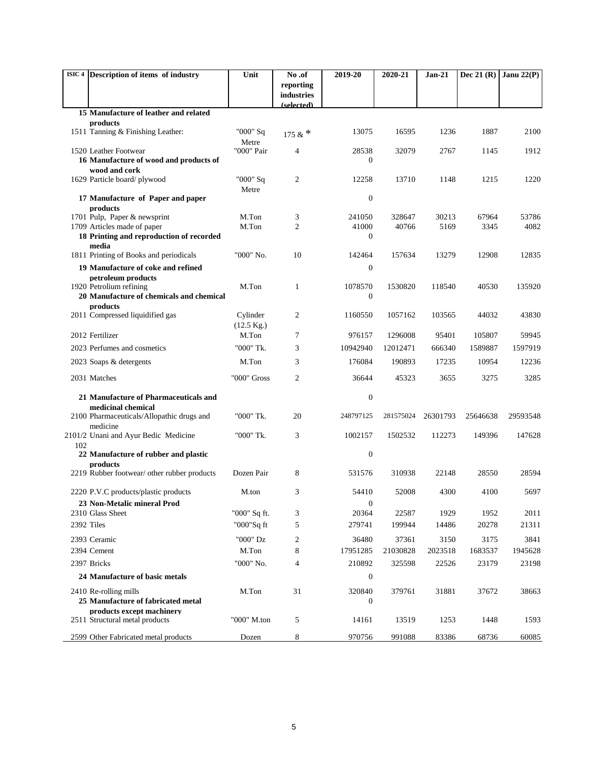| ISIC 4 | Description of items of industry | Unit | No .of reporting industries (selected) | 2019-20 | 2020-21 | Jan-21 | Dec 21 (R) | Janu 22(P) |
|---|---|---|---|---|---|---|---|---|
| 15 | **Manufacture of leather and related products** | | | | | | | |
| 1511 | Tanning & Finishing Leather: | "000" Sq Metre | 175 & * | 13075 | 16595 | 1236 | 1887 | 2100 |
| 1520 | Leather Footwear | "000" Pair | 4 | 28538 | 32079 | 2767 | 1145 | 1912 |
| 16 | **Manufacture of wood and products of wood and cork** | | | 0 | | | | |
| 1629 | Particle board/ plywood | "000" Sq Metre | 2 | 12258 | 13710 | 1148 | 1215 | 1220 |
| 17 | **Manufacture of Paper and paper products** | | | 0 | | | | |
| 1701 | Pulp, Paper & newsprint | M.Ton | 3 | 241050 | 328647 | 30213 | 67964 | 53786 |
| 1709 | Articles made of paper | M.Ton | 2 | 41000 | 40766 | 5169 | 3345 | 4082 |
| 18 | **Printing and reproduction of recorded media** | | | 0 | | | | |
| 1811 | Printing of Books and periodicals | "000" No. | 10 | 142464 | 157634 | 13279 | 12908 | 12835 |
| 19 | **Manufacture of coke and refined petroleum products** | | | 0 | | | | |
| 1920 | Petrolium refining | M.Ton | 1 | 1078570 | 1530820 | 118540 | 40530 | 135920 |
| 20 | **Manufacture of chemicals and chemical products** | | | 0 | | | | |
| 2011 | Compressed liquidified gas | Cylinder (12.5 Kg.) | 2 | 1160550 | 1057162 | 103565 | 44032 | 43830 |
| 2012 | Fertilizer | M.Ton | 7 | 976157 | 1296008 | 95401 | 105807 | 59945 |
| 2023 | Perfumes and cosmetics | "000" Tk. | 3 | 10942940 | 12012471 | 666340 | 1589887 | 1597919 |
| 2023 | Soaps & detergents | M.Ton | 3 | 176084 | 190893 | 17235 | 10954 | 12236 |
| 2031 | Matches | "000" Gross | 2 | 36644 | 45323 | 3655 | 3275 | 3285 |
| 21 | **Manufacture of Pharmaceuticals and medicinal chemical** | | | 0 | | | | |
| 2100 | Pharmaceuticals/Allopathic drugs and medicine | "000" Tk. | 20 | 248797125 | 281575024 | 26301793 | 25646638 | 29593548 |
| 2101/2102 | Unani and Ayur Bedic Medicine | "000" Tk. | 3 | 1002157 | 1502532 | 112273 | 149396 | 147628 |
| 22 | **Manufacture of rubber and plastic products** | | | 0 | | | | |
| 2219 | Rubber footwear/ other rubber products | Dozen Pair | 8 | 531576 | 310938 | 22148 | 28550 | 28594 |
| 2220 | P.V.C products/plastic products | M.ton | 3 | 54410 | 52008 | 4300 | 4100 | 5697 |
| 23 | **Non-Metalic mineral Prod** | | | 0 | | | | |
| 2310 | Glass Sheet | "000" Sq ft. | 3 | 20364 | 22587 | 1929 | 1952 | 2011 |
| 2392 | Tiles | "000"Sq ft | 5 | 279741 | 199944 | 14486 | 20278 | 21311 |
| 2393 | Ceramic | "000" Dz | 2 | 36480 | 37361 | 3150 | 3175 | 3841 |
| 2394 | Cement | M.Ton | 8 | 17951285 | 21030828 | 2023518 | 1683537 | 1945628 |
| 2397 | Bricks | "000" No. | 4 | 210892 | 325598 | 22526 | 23179 | 23198 |
| 24 | **Manufacture of basic metals** | | | 0 | | | | |
| 2410 | Re-rolling mills | M.Ton | 31 | 320840 | 379761 | 31881 | 37672 | 38663 |
| 25 | **Manufacture of fabricated metal products except machinery** | | | 0 | | | | |
| 2511 | Structural metal products | "000" M.ton | 5 | 14161 | 13519 | 1253 | 1448 | 1593 |
| 2599 | Other Fabricated metal products | Dozen | 8 | 970756 | 991088 | 83386 | 68736 | 60085 |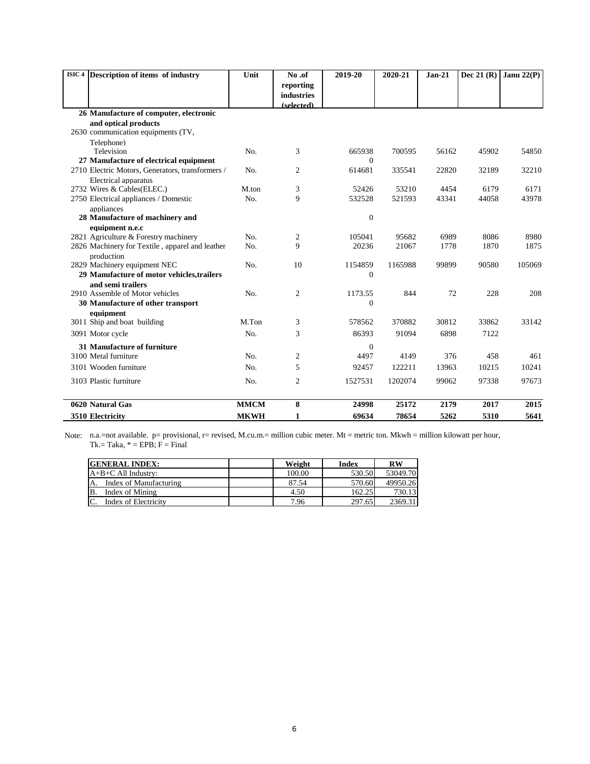| ISIC 4 | Description of items of industry | Unit | No .of reporting industries (selected) | 2019-20 | 2020-21 | Jan-21 | Dec 21 (R) | Janu 22(P) |
|---|---|---|---|---|---|---|---|---|
| **26** | **Manufacture of computer, electronic and optical products** | | | | | | | |
| 2630 | communication equipments (TV, Telephone) | | | | | | | |
| | Television | No. | 3 | 665938 | 700595 | 56162 | 45902 | 54850 |
| **27** | **Manufacture of electrical equipment** | | | 0 | | | | |
| 2710 | Electric Motors, Generators, transformers / Electrical apparatus | No. | 2 | 614681 | 335541 | 22820 | 32189 | 32210 |
| 2732 | Wires & Cables(ELEC.) | M.ton | 3 | 52426 | 53210 | 4454 | 6179 | 6171 |
| 2750 | Electrical appliances / Domestic appliances | No. | 9 | 532528 | 521593 | 43341 | 44058 | 43978 |
| **28** | **Manufacture of machinery and equipment n.e.c** | | | 0 | | | | |
| 2821 | Agriculture & Forestry machinery | No. | 2 | 105041 | 95682 | 6989 | 8086 | 8980 |
| 2826 | Machinery for Textile , apparel and leather production | No. | 9 | 20236 | 21067 | 1778 | 1870 | 1875 |
| 2829 | Machinery equipment NEC | No. | 10 | 1154859 | 1165988 | 99899 | 90580 | 105069 |
| **29** | **Manufacture of motor vehicles,trailers and semi trailers** | | | 0 | | | | |
| 2910 | Assemble of Motor vehicles | No. | 2 | 1173.55 | 844 | 72 | 228 | 208 |
| **30** | **Manufacture of other transport equipment** | | | 0 | | | | |
| 3011 | Ship and boat building | M.Ton | 3 | 578562 | 370882 | 30812 | 33862 | 33142 |
| 3091 | Motor cycle | No. | 3 | 86393 | 91094 | 6898 | 7122 | |
| **31** | **Manufacture of furniture** | | | 0 | | | | |
| 3100 | Metal furniture | No. | 2 | 4497 | 4149 | 376 | 458 | 461 |
| 3101 | Wooden furniture | No. | 5 | 92457 | 122211 | 13963 | 10215 | 10241 |
| 3103 | Plastic furniture | No. | 2 | 1527531 | 1202074 | 99062 | 97338 | 97673 |
| **0620** | **Natural Gas** | **MMCM** | **8** | **24998** | **25172** | **2179** | **2017** | **2015** |
| **3510** | **Electricity** | **MKWH** | **1** | **69634** | **78654** | **5262** | **5310** | **5641** |

Note: n.a.=not available. p= provisional, r= revised, M.cu.m.= million cubic meter. Mt = metric ton. Mkwh = million kilowatt per hour, Tk.= Taka, * = EPB; F = Final

| GENERAL INDEX: | | Weight | Index | RW |
|---|---|---|---|---|
| A+B+C All Industry: | | 100.00 | 530.50 | 53049.70 |
| A. Index of Manufacturing | | 87.54 | 570.60 | 49950.26 |
| B. Index of Mining | | 4.50 | 162.25 | 730.13 |
| C. Index of Electricity | | 7.96 | 297.65 | 2369.31 |